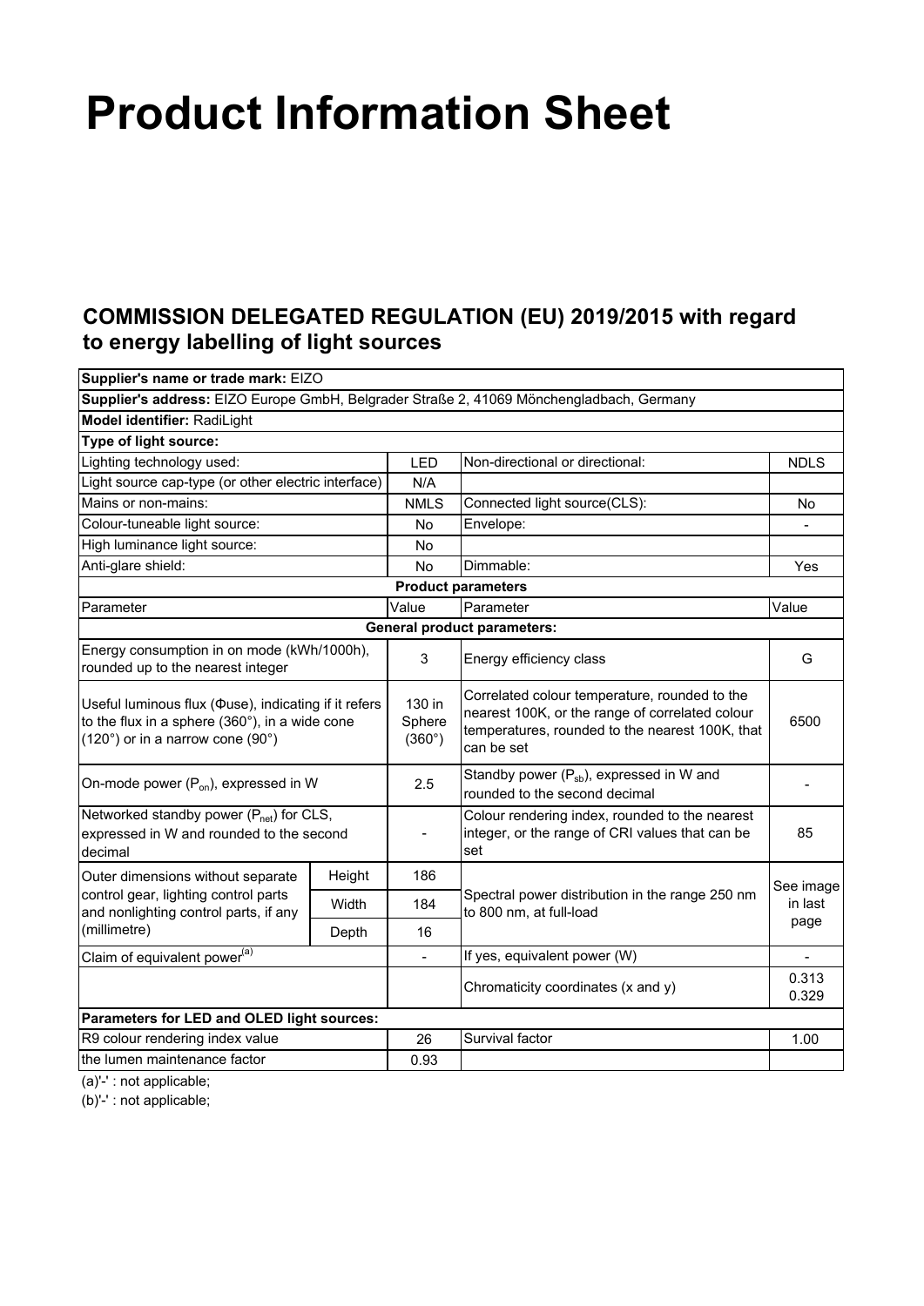# Product Information Sheet

## COMMISSION DELEGATED REGULATION (EU) 2019/2015 with regard to energy labelling of light sources

| | | | | |
|---|---|---|---|---|
| **Supplier's name or trade mark:** EIZO | | | | |
| **Supplier's address:** EIZO Europe GmbH, Belgrader Straße 2, 41069 Mönchengladbach, Germany | | | | |
| **Model identifier:** RadiLight | | | | |
| **Type of light source:** | | | | |
| Lighting technology used: | | LED | Non-directional or directional: | NDLS |
| Light source cap-type (or other electric interface) | | N/A | | |
| Mains or non-mains: | | NMLS | Connected light source(CLS): | No |
| Colour-tuneable light source: | | No | Envelope: | - |
| High luminance light source: | | No | | |
| Anti-glare shield: | | No | Dimmable: | Yes |
| **Product parameters** | | | | |
| Parameter | | Value | Parameter | Value |
| **General product parameters:** | | | | |
| Energy consumption in on mode (kWh/1000h), rounded up to the nearest integer | | 3 | Energy efficiency class | G |
| Useful luminous flux (Φuse), indicating if it refers to the flux in a sphere (360°), in a wide cone (120°) or in a narrow cone (90°) | | 130 in Sphere (360°) | Correlated colour temperature, rounded to the nearest 100K, or the range of correlated colour temperatures, rounded to the nearest 100K, that can be set | 6500 |
| On-mode power ($P_{on}$), expressed in W | | 2.5 | Standby power ($P_{sb}$), expressed in W and rounded to the second decimal | - |
| Networked standby power ($P_{net}$) for CLS, expressed in W and rounded to the second decimal | | - | Colour rendering index, rounded to the nearest integer, or the range of CRI values that can be set | 85 |
| Outer dimensions without separate control gear, lighting control parts and nonlighting control parts, if any (millimetre) | Height | 186 | Spectral power distribution in the range 250 nm to 800 nm, at full-load | See image in last page |
| | Width | 184 | | |
| | Depth | 16 | | |
| Claim of equivalent power[(a)] | | - | If yes, equivalent power (W) | - |
| | | | Chromaticity coordinates (x and y) | 0.313 0.329 |
| **Parameters for LED and OLED light sources:** | | | | |
| R9 colour rendering index value | | 26 | Survival factor | 1.00 |
| the lumen maintenance factor | | 0.93 | | |

(a)'-' : not applicable;

(b)'-' : not applicable;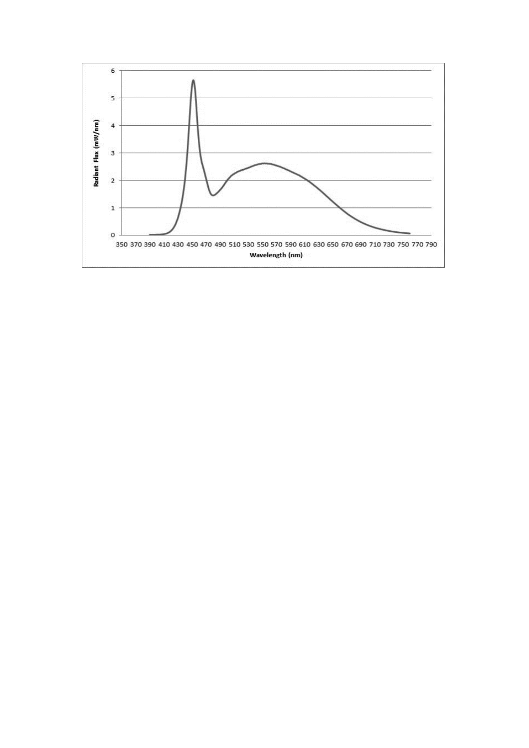Radiant Flux (mW/nm)

6

5

4

3

2

1

0

350 370 390 410 430 450 470 490 510 530 550 570 590 610 630 650 670 690 710 730 750 770 790

Wavelength (nm)